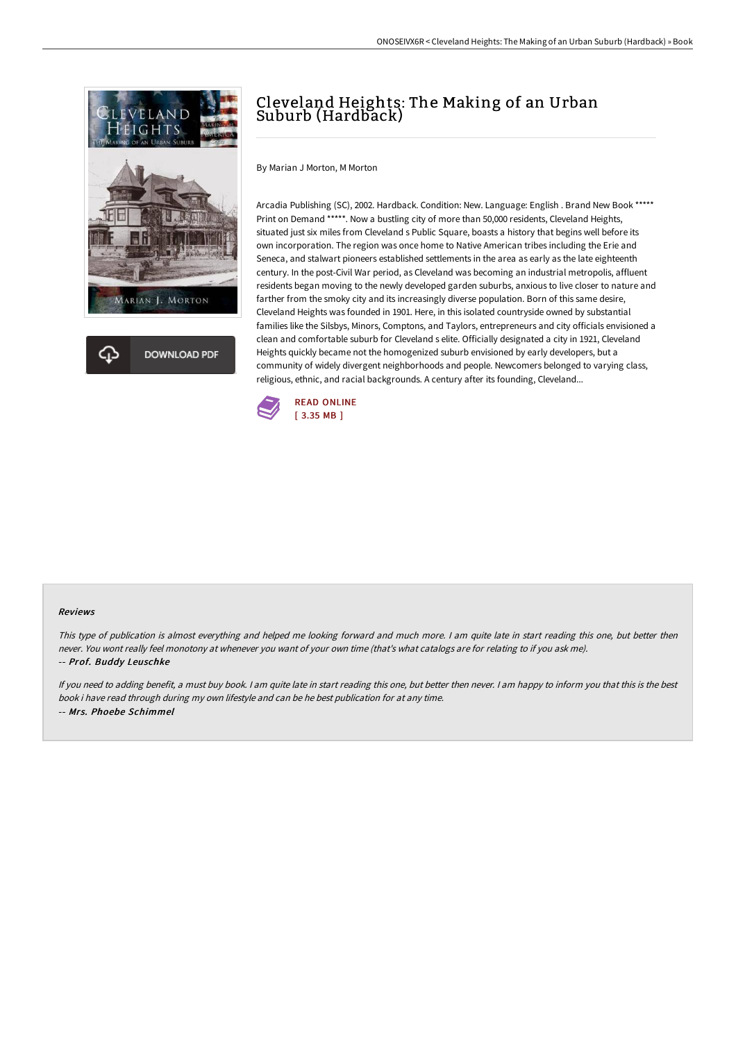# Cleveland Heights: The Making of an Urban Suburb (Hardback)

By Marian J Morton, M Morton

Arcadia Publishing (SC), 2002. Hardback. Condition: New. Language: English . Brand New Book ***** Print on Demand *****. Now a bustling city of more than 50,000 residents, Cleveland Heights, situated just six miles from Cleveland s Public Square, boasts a history that begins well before its own incorporation. The region was once home to Native American tribes including the Erie and Seneca, and stalwart pioneers established settlements in the area as early as the late eighteenth century. In the post-Civil War period, as Cleveland was becoming an industrial metropolis, affluent residents began moving to the newly developed garden suburbs, anxious to live closer to nature and farther from the smoky city and its increasingly diverse population. Born of this same desire, Cleveland Heights was founded in 1901. Here, in this isolated countryside owned by substantial families like the Silsbys, Minors, Comptons, and Taylors, entrepreneurs and city officials envisioned a clean and comfortable suburb for Cleveland s elite. Officially designated a city in 1921, Cleveland Heights quickly became not the homogenized suburb envisioned by early developers, but a community of widely divergent neighborhoods and people. Newcomers belonged to varying class, religious, ethnic, and racial backgrounds. A century after its founding, Cleveland...

READ ONLINE
[ 3.35 MB ]

DOWNLOAD PDF

### Reviews

*This type of publication is almost everything and helped me looking forward and much more. I am quite late in start reading this one, but better then never. You wont really feel monotony at whenever you want of your own time (that's what catalogs are for relating to if you ask me).*

*-- Prof. Buddy Leuschke*

*If you need to adding benefit, a must buy book. I am quite late in start reading this one, but better then never. I am happy to inform you that this is the best book i have read through during my own lifestyle and can be he best publication for at any time.*

*-- Mrs. Phoebe Schimmel*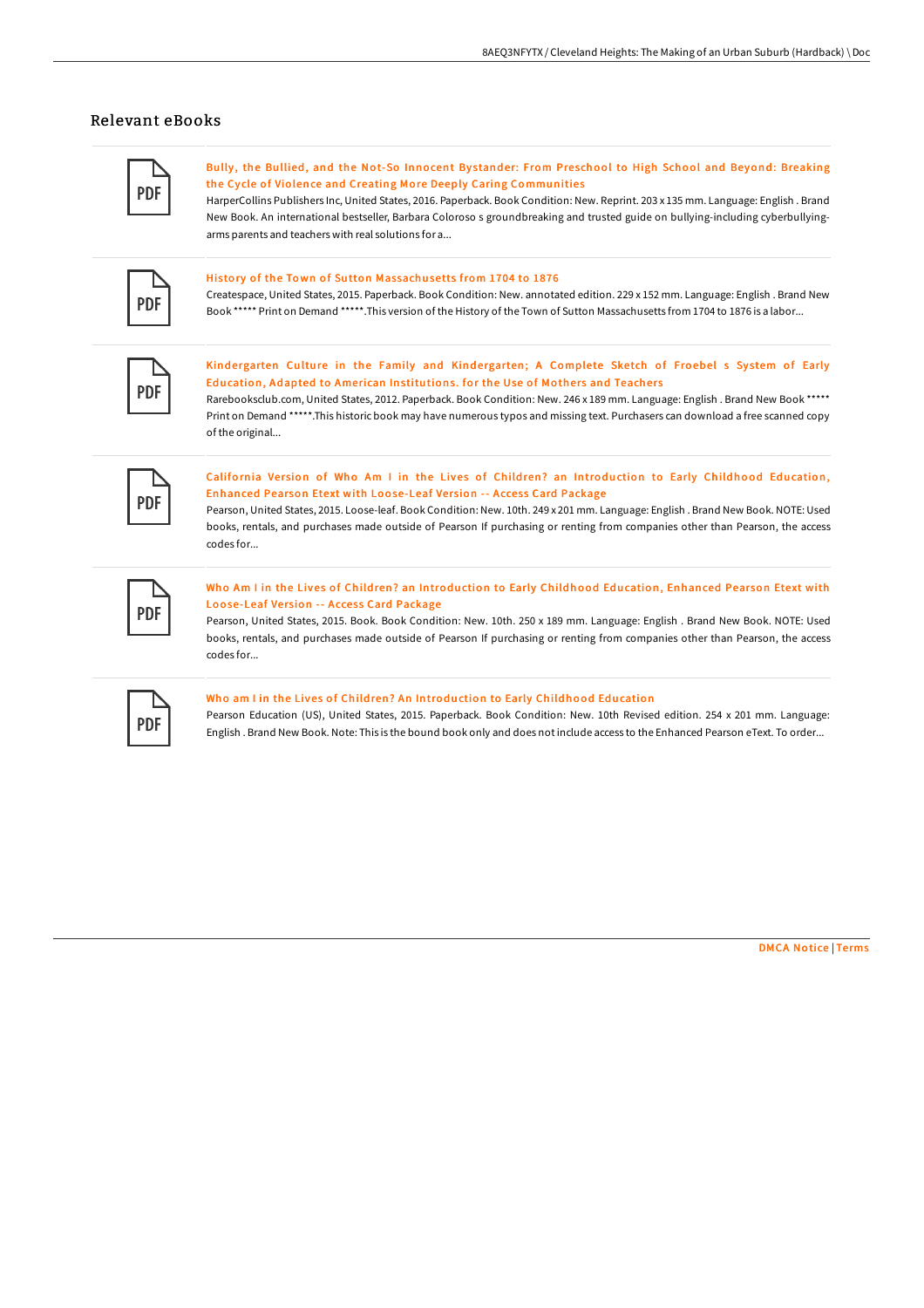## Relevant eBooks

PDF

**Bully, the Bullied, and the Not-So Innocent Bystander: From Preschool to High School and Beyond: Breaking the Cycle of Violence and Creating More Deeply Caring Communities**

HarperCollins Publishers Inc, United States, 2016. Paperback. Book Condition: New. Reprint. 203 x 135 mm. Language: English . Brand New Book. An international bestseller, Barbara Coloroso s groundbreaking and trusted guide on bullying-including cyberbullying-arms parents and teachers with real solutions for a...

PDF

**History of the Town of Sutton Massachusetts from 1704 to 1876**

Createspace, United States, 2015. Paperback. Book Condition: New. annotated edition. 229 x 152 mm. Language: English . Brand New Book ***** Print on Demand *****.This version of the History of the Town of Sutton Massachusetts from 1704 to 1876 is a labor...

PDF

**Kindergarten Culture in the Family and Kindergarten; A Complete Sketch of Froebel s System of Early Education, Adapted to American Institutions. for the Use of Mothers and Teachers**

Rarebooksclub.com, United States, 2012. Paperback. Book Condition: New. 246 x 189 mm. Language: English . Brand New Book ***** Print on Demand *****.This historic book may have numerous typos and missing text. Purchasers can download a free scanned copy of the original...

PDF

**California Version of Who Am I in the Lives of Children? an Introduction to Early Childhood Education, Enhanced Pearson Etext with Loose-Leaf Version -- Access Card Package**

Pearson, United States, 2015. Loose-leaf. Book Condition: New. 10th. 249 x 201 mm. Language: English . Brand New Book. NOTE: Used books, rentals, and purchases made outside of Pearson If purchasing or renting from companies other than Pearson, the access codes for...

PDF

**Who Am I in the Lives of Children? an Introduction to Early Childhood Education, Enhanced Pearson Etext with Loose-Leaf Version -- Access Card Package**

Pearson, United States, 2015. Book. Book Condition: New. 10th. 250 x 189 mm. Language: English . Brand New Book. NOTE: Used books, rentals, and purchases made outside of Pearson If purchasing or renting from companies other than Pearson, the access codes for...

PDF

**Who am I in the Lives of Children? An Introduction to Early Childhood Education**

Pearson Education (US), United States, 2015. Paperback. Book Condition: New. 10th Revised edition. 254 x 201 mm. Language: English . Brand New Book. Note: This is the bound book only and does not include access to the Enhanced Pearson eText. To order...

DMCA Notice | Terms